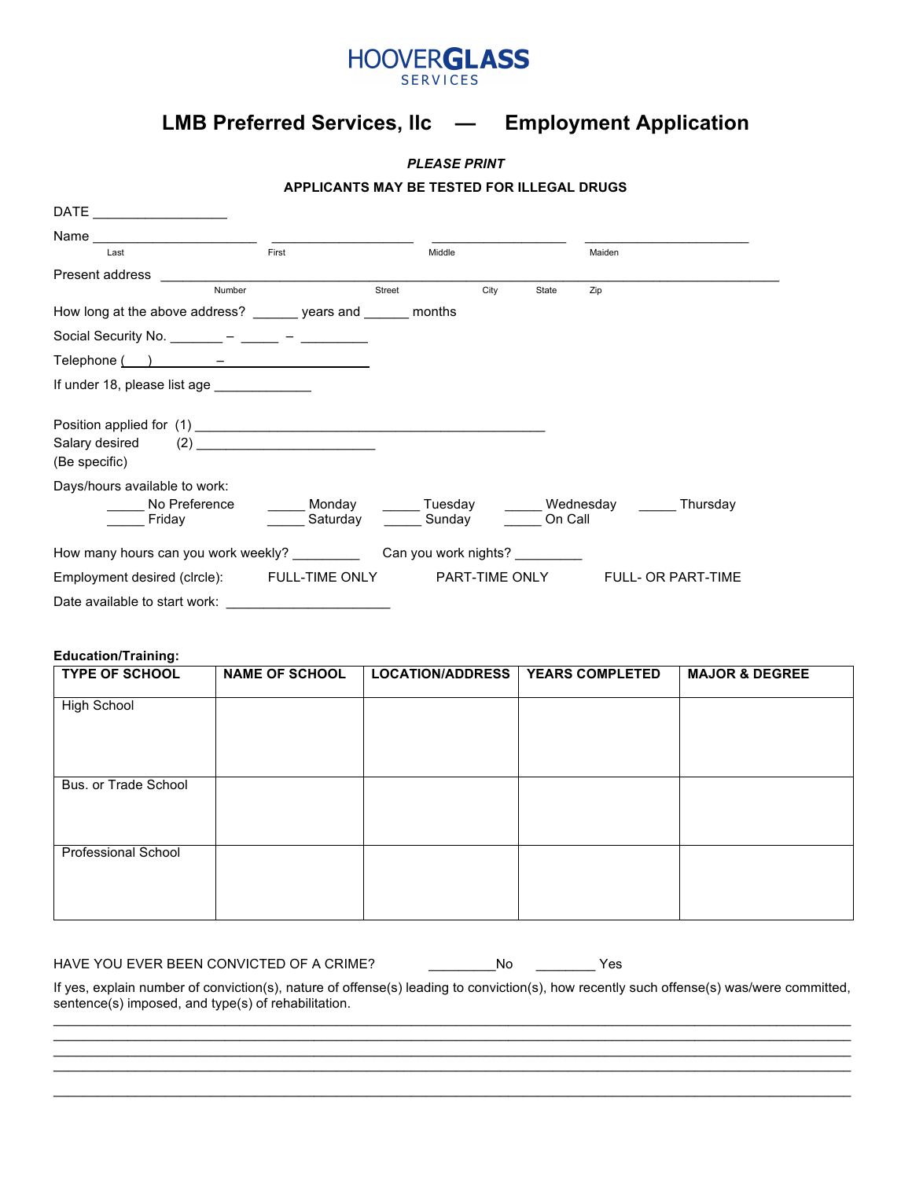HOOVERGLASS SERVICES

# LMB Preferred Services, llc — Employment Application

***PLEASE PRINT***

**APPLICANTS MAY BE TESTED FOR ILLEGAL DRUGS**

DATE ________________

Name ____________________ ____________________ ____________________ ____________________
Last First Middle Maiden

Present address ________________________________________________________________________
Number Street City State Zip

How long at the above address? ______ years and ______ months

Social Security No. _______ – _____ – _________

Telephone (___) ________ – ____________

If under 18, please list age _____________

Position applied for (1) ____________________________________________
Salary desired (2) ________________________
(Be specific)

Days/hours available to work:

_____ No Preference _____ Monday _____ Tuesday _____ Wednesday _____ Thursday
_____ Friday _____ Saturday _____ Sunday _____ On Call

How many hours can you work weekly? _________ Can you work nights? _________

Employment desired (clrcle): FULL-TIME ONLY PART-TIME ONLY FULL- OR PART-TIME

Date available to start work: _____________________

**Education/Training:**

| TYPE OF SCHOOL | NAME OF SCHOOL | LOCATION/ADDRESS | YEARS COMPLETED | MAJOR & DEGREE |
|---|---|---|---|---|
| High School | | | | |
| Bus. or Trade School | | | | |
| Professional School | | | | |

HAVE YOU EVER BEEN CONVICTED OF A CRIME? _________No ________ Yes

If yes, explain number of conviction(s), nature of offense(s) leading to conviction(s), how recently such offense(s) was/were committed, sentence(s) imposed, and type(s) of rehabilitation.

______________________________________________________________________________________
______________________________________________________________________________________
______________________________________________________________________________________
______________________________________________________________________________________
______________________________________________________________________________________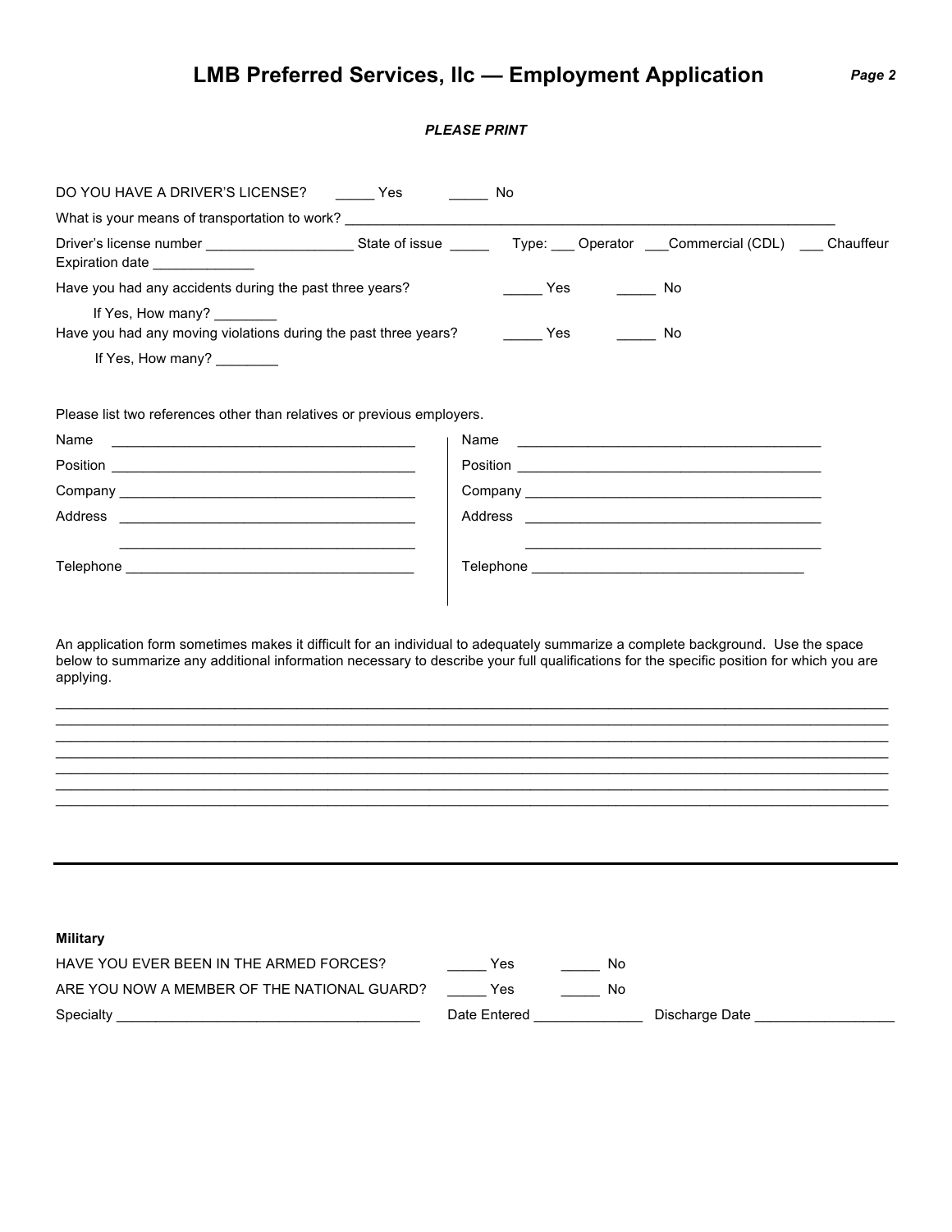# LMB Preferred Services, llc — Employment Application

***PLEASE PRINT***

DO YOU HAVE A DRIVER'S LICENSE? _____ Yes _____ No

What is your means of transportation to work? ______________________________________________________________

Driver's license number ___________________ State of issue _____ Type: ___ Operator ___Commercial (CDL) ___ Chauffeur
Expiration date _____________

Have you had any accidents during the past three years? _____ Yes _____ No

If Yes, How many? ________

Have you had any moving violations during the past three years? _____ Yes _____ No

If Yes, How many? ________

Please list two references other than relatives or previous employers.

Name _______________________________________

Position _______________________________________

Company _______________________________________

Address _______________________________________

_______________________________________

Telephone _______________________________________

Name _______________________________________

Position _______________________________________

Company _______________________________________

Address _______________________________________

_______________________________________

Telephone _______________________________________

An application form sometimes makes it difficult for an individual to adequately summarize a complete background. Use the space below to summarize any additional information necessary to describe your full qualifications for the specific position for which you are applying.

_____________________________________________________________________________________________
_____________________________________________________________________________________________
_____________________________________________________________________________________________
_____________________________________________________________________________________________
_____________________________________________________________________________________________
_____________________________________________________________________________________________
_____________________________________________________________________________________________

---

**Military**

HAVE YOU EVER BEEN IN THE ARMED FORCES? _____ Yes _____ No

ARE YOU NOW A MEMBER OF THE NATIONAL GUARD? _____ Yes _____ No

Specialty _______________________________________ Date Entered ______________ Discharge Date __________________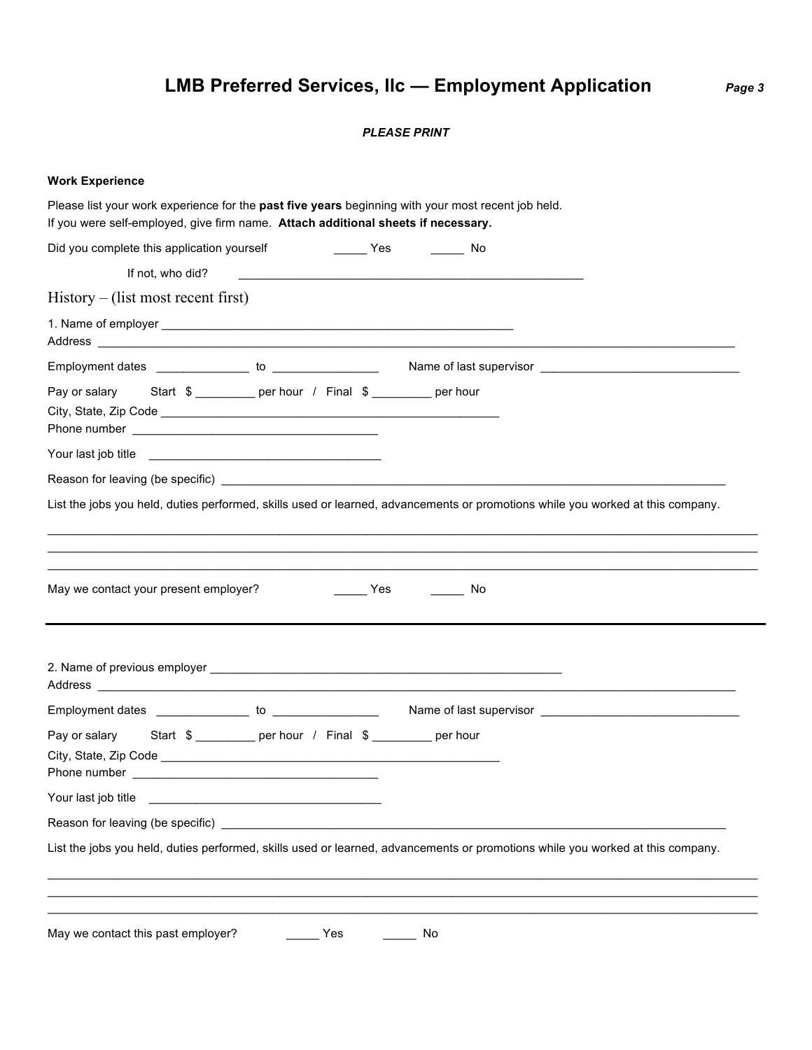# LMB Preferred Services, llc — Employment Application

***PLEASE PRINT***

**Work Experience**

Please list your work experience for the **past five years** beginning with your most recent job held.
If you were self-employed, give firm name. **Attach additional sheets if necessary.**

Did you complete this application yourself _____ Yes _____ No

If not, who did? ____________________________________________________

## History – (list most recent first)

1. Name of employer ______________________________________________________
Address __________________________________________________________________________________________________

Employment dates ______________ to ________________ Name of last supervisor _______________________________

Pay or salary Start $ _________ per hour / Final $ _________ per hour
City, State, Zip Code ____________________________________________________
Phone number _____________________________________

Your last job title ___________________________________

Reason for leaving (be specific) ________________________________________________________________________________

List the jobs you held, duties performed, skills used or learned, advancements or promotions while you worked at this company.

______________________________________________________________________________________________________________
______________________________________________________________________________________________________________
______________________________________________________________________________________________________________

May we contact your present employer? _____ Yes _____ No

---

2. Name of previous employer ______________________________________________________
Address __________________________________________________________________________________________________

Employment dates ______________ to ________________ Name of last supervisor _______________________________

Pay or salary Start $ _________ per hour / Final $ _________ per hour
City, State, Zip Code ____________________________________________________
Phone number _____________________________________

Your last job title ___________________________________

Reason for leaving (be specific) ________________________________________________________________________________

List the jobs you held, duties performed, skills used or learned, advancements or promotions while you worked at this company.

______________________________________________________________________________________________________________
______________________________________________________________________________________________________________
______________________________________________________________________________________________________________

May we contact this past employer? _____ Yes _____ No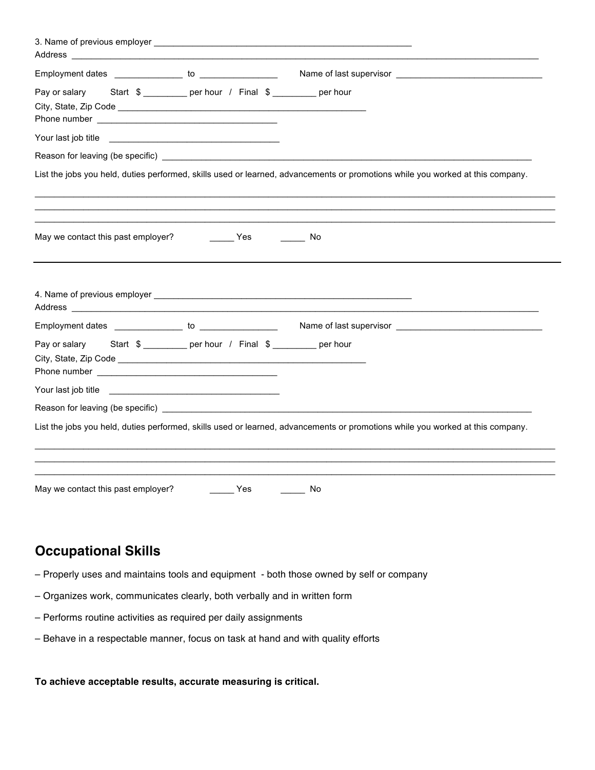3. Name of previous employer ______________________________________________________

Address ____________________________________________________________________________________________

Employment dates ______________ to ________________ Name of last supervisor ______________________________

Pay or salary Start $ _________ per hour / Final $ _________ per hour

City, State, Zip Code ______________________________________________________

Phone number ______________________________________

Your last job title ___________________________________

Reason for leaving (be specific) ____________________________________________________________________________

List the jobs you held, duties performed, skills used or learned, advancements or promotions while you worked at this company.

______________________________________________________________________________________________________________

______________________________________________________________________________________________________________

______________________________________________________________________________________________________________

May we contact this past employer? _____ Yes _____ No

---

4. Name of previous employer ______________________________________________________

Address ____________________________________________________________________________________________

Employment dates ______________ to ________________ Name of last supervisor ______________________________

Pay or salary Start $ _________ per hour / Final $ _________ per hour

City, State, Zip Code ______________________________________________________

Phone number ______________________________________

Your last job title ___________________________________

Reason for leaving (be specific) ____________________________________________________________________________

List the jobs you held, duties performed, skills used or learned, advancements or promotions while you worked at this company.

______________________________________________________________________________________________________________

______________________________________________________________________________________________________________

______________________________________________________________________________________________________________

May we contact this past employer? _____ Yes _____ No

## Occupational Skills

– Properly uses and maintains tools and equipment - both those owned by self or company

– Organizes work, communicates clearly, both verbally and in written form

– Performs routine activities as required per daily assignments

– Behave in a respectable manner, focus on task at hand and with quality efforts

**To achieve acceptable results, accurate measuring is critical.**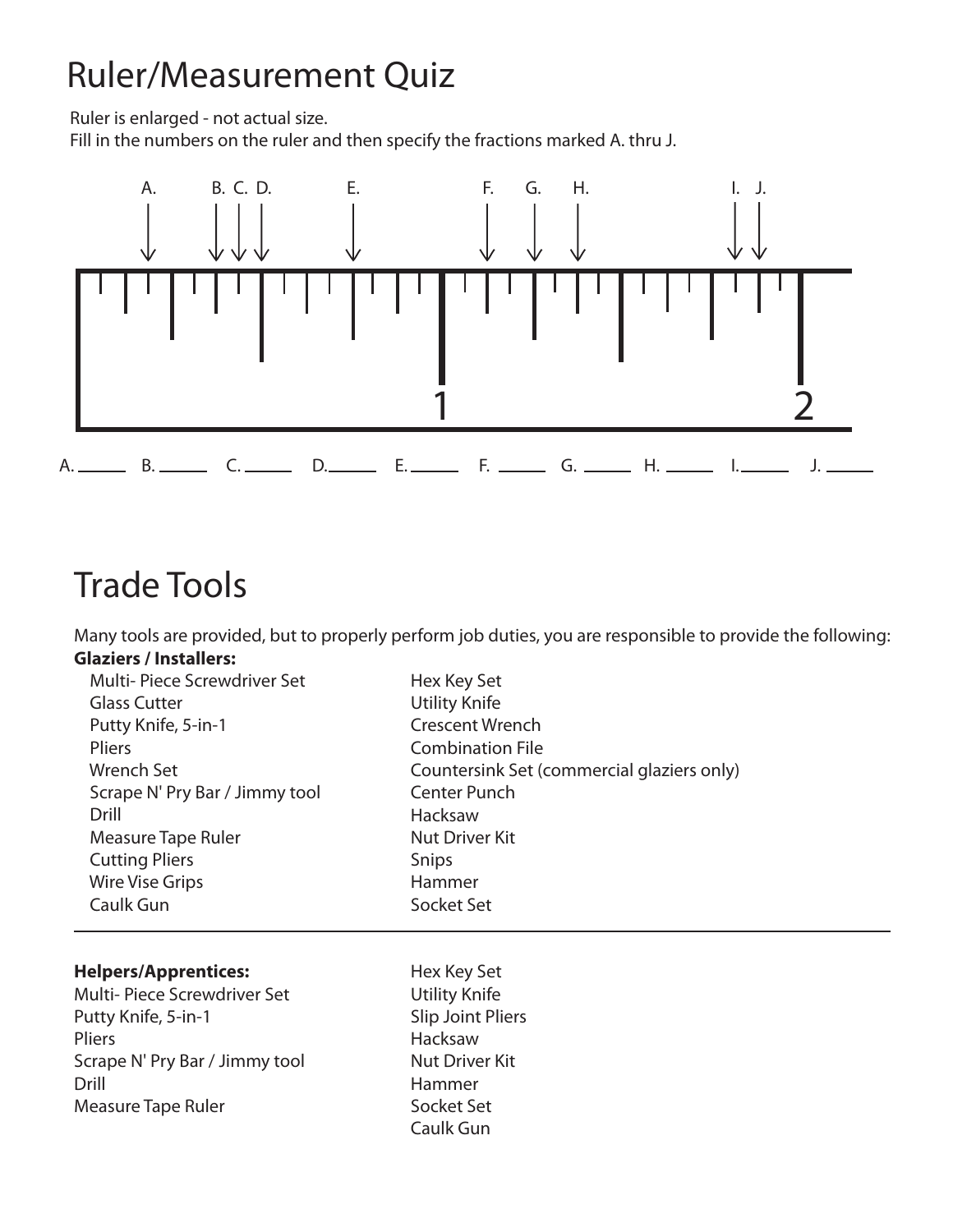# Ruler/Measurement Quiz

Ruler is enlarged - not actual size.
Fill in the numbers on the ruler and then specify the fractions marked A. thru J.

A. ______ B. ______ C. ______ D.______ E. ______ F. ______ G. ______ H. ______ I.______ J. ______

# Trade Tools

Many tools are provided, but to properly perform job duties, you are responsible to provide the following:

**Glaziers / Installers:**

- Multi- Piece Screwdriver Set
- Glass Cutter
- Putty Knife, 5-in-1
- Pliers
- Wrench Set
- Scrape N' Pry Bar / Jimmy tool
- Drill
- Measure Tape Ruler
- Cutting Pliers
- Wire Vise Grips
- Caulk Gun
- Hex Key Set
- Utility Knife
- Crescent Wrench
- Combination File
- Countersink Set (commercial glaziers only)
- Center Punch
- Hacksaw
- Nut Driver Kit
- Snips
- Hammer
- Socket Set

---

**Helpers/Apprentices:**

- Multi- Piece Screwdriver Set
- Putty Knife, 5-in-1
- Pliers
- Scrape N' Pry Bar / Jimmy tool
- Drill
- Measure Tape Ruler
- Hex Key Set
- Utility Knife
- Slip Joint Pliers
- Hacksaw
- Nut Driver Kit
- Hammer
- Socket Set
- Caulk Gun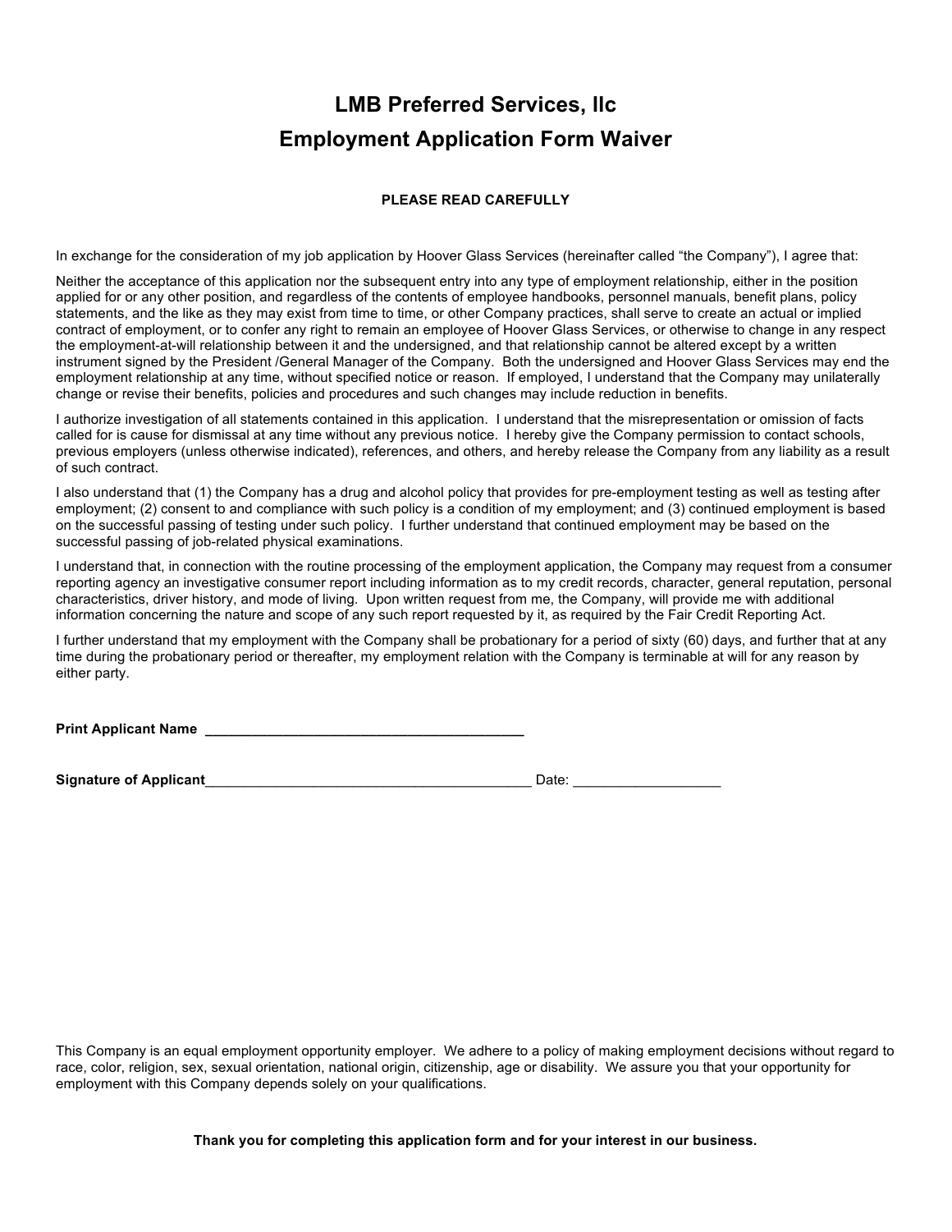# LMB Preferred Services, llc

# Employment Application Form Waiver

**PLEASE READ CAREFULLY**

In exchange for the consideration of my job application by Hoover Glass Services (hereinafter called "the Company"), I agree that:

Neither the acceptance of this application nor the subsequent entry into any type of employment relationship, either in the position applied for or any other position, and regardless of the contents of employee handbooks, personnel manuals, benefit plans, policy statements, and the like as they may exist from time to time, or other Company practices, shall serve to create an actual or implied contract of employment, or to confer any right to remain an employee of Hoover Glass Services, or otherwise to change in any respect the employment-at-will relationship between it and the undersigned, and that relationship cannot be altered except by a written instrument signed by the President /General Manager of the Company. Both the undersigned and Hoover Glass Services may end the employment relationship at any time, without specified notice or reason. If employed, I understand that the Company may unilaterally change or revise their benefits, policies and procedures and such changes may include reduction in benefits.

I authorize investigation of all statements contained in this application. I understand that the misrepresentation or omission of facts called for is cause for dismissal at any time without any previous notice. I hereby give the Company permission to contact schools, previous employers (unless otherwise indicated), references, and others, and hereby release the Company from any liability as a result of such contract.

I also understand that (1) the Company has a drug and alcohol policy that provides for pre-employment testing as well as testing after employment; (2) consent to and compliance with such policy is a condition of my employment; and (3) continued employment is based on the successful passing of testing under such policy. I further understand that continued employment may be based on the successful passing of job-related physical examinations.

I understand that, in connection with the routine processing of the employment application, the Company may request from a consumer reporting agency an investigative consumer report including information as to my credit records, character, general reputation, personal characteristics, driver history, and mode of living. Upon written request from me, the Company, will provide me with additional information concerning the nature and scope of any such report requested by it, as required by the Fair Credit Reporting Act.

I further understand that my employment with the Company shall be probationary for a period of sixty (60) days, and further that at any time during the probationary period or thereafter, my employment relation with the Company is terminable at will for any reason by either party.

**Print Applicant Name** ________________________________________

**Signature of Applicant**________________________________________ Date: __________________

This Company is an equal employment opportunity employer. We adhere to a policy of making employment decisions without regard to race, color, religion, sex, sexual orientation, national origin, citizenship, age or disability. We assure you that your opportunity for employment with this Company depends solely on your qualifications.

**Thank you for completing this application form and for your interest in our business.**